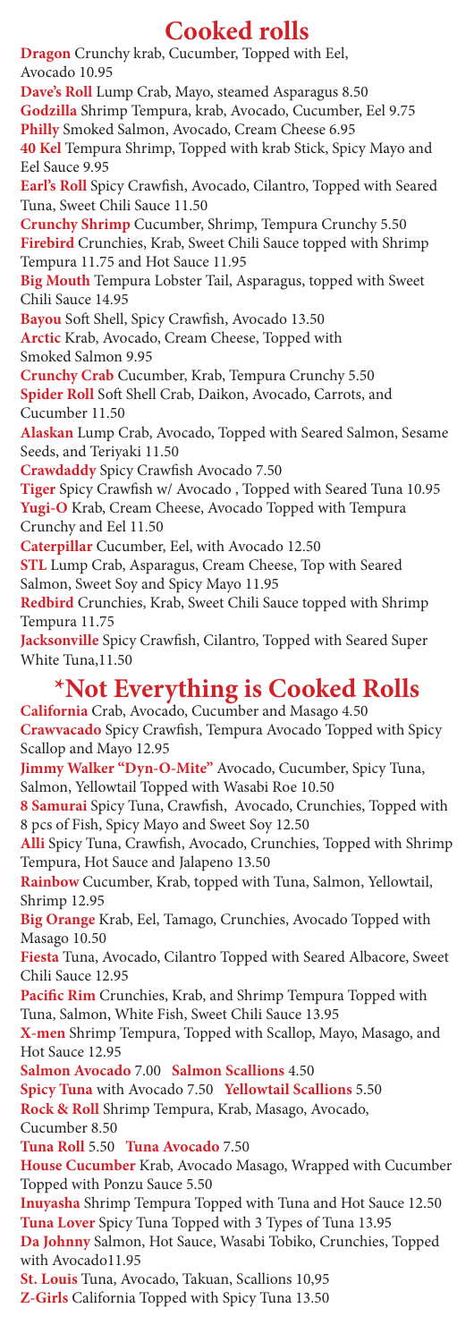# Cooked rolls

**Dragon** Crunchy krab, Cucumber, Topped with Eel, Avocado 10.95

**Dave's Roll** Lump Crab, Mayo, steamed Asparagus 8.50

**Godzilla** Shrimp Tempura, krab, Avocado, Cucumber, Eel 9.75

**Philly** Smoked Salmon, Avocado, Cream Cheese 6.95

**40 Kel** Tempura Shrimp, Topped with krab Stick, Spicy Mayo and Eel Sauce 9.95

**Earl's Roll** Spicy Crawfish, Avocado, Cilantro, Topped with Seared Tuna, Sweet Chili Sauce 11.50

**Crunchy Shrimp** Cucumber, Shrimp, Tempura Crunchy 5.50

**Firebird** Crunchies, Krab, Sweet Chili Sauce topped with Shrimp Tempura 11.75 and Hot Sauce 11.95

**Big Mouth** Tempura Lobster Tail, Asparagus, topped with Sweet Chili Sauce 14.95

**Bayou** Soft Shell, Spicy Crawfish, Avocado 13.50

**Arctic** Krab, Avocado, Cream Cheese, Topped with Smoked Salmon 9.95

**Crunchy Crab** Cucumber, Krab, Tempura Crunchy 5.50

**Spider Roll** Soft Shell Crab, Daikon, Avocado, Carrots, and Cucumber 11.50

**Alaskan** Lump Crab, Avocado, Topped with Seared Salmon, Sesame Seeds, and Teriyaki 11.50

**Crawdaddy** Spicy Crawfish Avocado 7.50

**Tiger** Spicy Crawfish w/ Avocado , Topped with Seared Tuna 10.95

**Yugi-O** Krab, Cream Cheese, Avocado Topped with Tempura Crunchy and Eel 11.50

**Caterpillar** Cucumber, Eel, with Avocado 12.50

**STL** Lump Crab, Asparagus, Cream Cheese, Top with Seared Salmon, Sweet Soy and Spicy Mayo 11.95

**Redbird** Crunchies, Krab, Sweet Chili Sauce topped with Shrimp Tempura 11.75

**Jacksonville** Spicy Crawfish, Cilantro, Topped with Seared Super White Tuna,11.50

# *Not Everything is Cooked Rolls

**California** Crab, Avocado, Cucumber and Masago 4.50

**Crawvacado** Spicy Crawfish, Tempura Avocado Topped with Spicy Scallop and Mayo 12.95

**Jimmy Walker "Dyn-O-Mite"** Avocado, Cucumber, Spicy Tuna, Salmon, Yellowtail Topped with Wasabi Roe 10.50

**8 Samurai** Spicy Tuna, Crawfish, Avocado, Crunchies, Topped with 8 pcs of Fish, Spicy Mayo and Sweet Soy 12.50

**Alli** Spicy Tuna, Crawfish, Avocado, Crunchies, Topped with Shrimp Tempura, Hot Sauce and Jalapeno 13.50

**Rainbow** Cucumber, Krab, topped with Tuna, Salmon, Yellowtail, Shrimp 12.95

**Big Orange** Krab, Eel, Tamago, Crunchies, Avocado Topped with Masago 10.50

**Fiesta** Tuna, Avocado, Cilantro Topped with Seared Albacore, Sweet Chili Sauce 12.95

**Pacific Rim** Crunchies, Krab, and Shrimp Tempura Topped with Tuna, Salmon, White Fish, Sweet Chili Sauce 13.95

**X-men** Shrimp Tempura, Topped with Scallop, Mayo, Masago, and Hot Sauce 12.95

**Salmon Avocado** 7.00 **Salmon Scallions** 4.50

**Spicy Tuna** with Avocado 7.50 **Yellowtail Scallions** 5.50

**Rock & Roll** Shrimp Tempura, Krab, Masago, Avocado, Cucumber 8.50

**Tuna Roll** 5.50 **Tuna Avocado** 7.50

**House Cucumber** Krab, Avocado Masago, Wrapped with Cucumber Topped with Ponzu Sauce 5.50

**Inuyasha** Shrimp Tempura Topped with Tuna and Hot Sauce 12.50

**Tuna Lover** Spicy Tuna Topped with 3 Types of Tuna 13.95

**Da Johnny** Salmon, Hot Sauce, Wasabi Tobiko, Crunchies, Topped with Avocado11.95

**St. Louis** Tuna, Avocado, Takuan, Scallions 10,95

**Z-Girls** California Topped with Spicy Tuna 13.50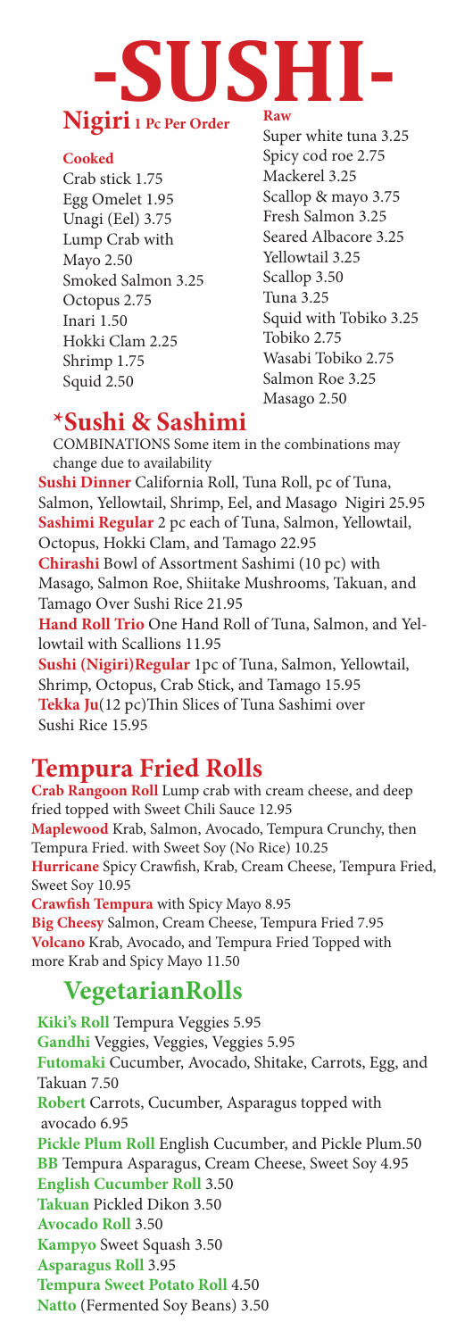# -SUSHI-

## Nigiri 1 Pc Per Order

### Cooked

Crab stick 1.75
Egg Omelet 1.95
Unagi (Eel) 3.75
Lump Crab with Mayo 2.50
Smoked Salmon 3.25
Octopus 2.75
Inari 1.50
Hokki Clam 2.25
Shrimp 1.75
Squid 2.50

### Raw

Super white tuna 3.25
Spicy cod roe 2.75
Mackerel 3.25
Scallop & mayo 3.75
Fresh Salmon 3.25
Seared Albacore 3.25
Yellowtail 3.25
Scallop 3.50
Tuna 3.25
Squid with Tobiko 3.25
Tobiko 2.75
Wasabi Tobiko 2.75
Salmon Roe 3.25
Masago 2.50

## *Sushi & Sashimi

COMBINATIONS Some item in the combinations may change due to availability

**Sushi Dinner** California Roll, Tuna Roll, pc of Tuna, Salmon, Yellowtail, Shrimp, Eel, and Masago Nigiri 25.95

**Sashimi Regular** 2 pc each of Tuna, Salmon, Yellowtail, Octopus, Hokki Clam, and Tamago 22.95

**Chirashi** Bowl of Assortment Sashimi (10 pc) with Masago, Salmon Roe, Shiitake Mushrooms, Takuan, and Tamago Over Sushi Rice 21.95

**Hand Roll Trio** One Hand Roll of Tuna, Salmon, and Yellowtail with Scallions 11.95

**Sushi (Nigiri)Regular** 1pc of Tuna, Salmon, Yellowtail, Shrimp, Octopus, Crab Stick, and Tamago 15.95

**Tekka Ju**(12 pc)Thin Slices of Tuna Sashimi over Sushi Rice 15.95

## Tempura Fried Rolls

**Crab Rangoon Roll** Lump crab with cream cheese, and deep fried topped with Sweet Chili Sauce 12.95

**Maplewood** Krab, Salmon, Avocado, Tempura Crunchy, then Tempura Fried. with Sweet Soy (No Rice) 10.25

**Hurricane** Spicy Crawfish, Krab, Cream Cheese, Tempura Fried, Sweet Soy 10.95

**Crawfish Tempura** with Spicy Mayo 8.95

**Big Cheesy** Salmon, Cream Cheese, Tempura Fried 7.95

**Volcano** Krab, Avocado, and Tempura Fried Topped with more Krab and Spicy Mayo 11.50

## VegetarianRolls

**Kiki's Roll** Tempura Veggies 5.95

**Gandhi** Veggies, Veggies, Veggies 5.95

**Futomaki** Cucumber, Avocado, Shitake, Carrots, Egg, and Takuan 7.50

**Robert** Carrots, Cucumber, Asparagus topped with avocado 6.95

**Pickle Plum Roll** English Cucumber, and Pickle Plum.50

**BB** Tempura Asparagus, Cream Cheese, Sweet Soy 4.95

**English Cucumber Roll** 3.50

**Takuan** Pickled Dikon 3.50

**Avocado Roll** 3.50

**Kampyo** Sweet Squash 3.50

**Asparagus Roll** 3.95

**Tempura Sweet Potato Roll** 4.50

**Natto** (Fermented Soy Beans) 3.50